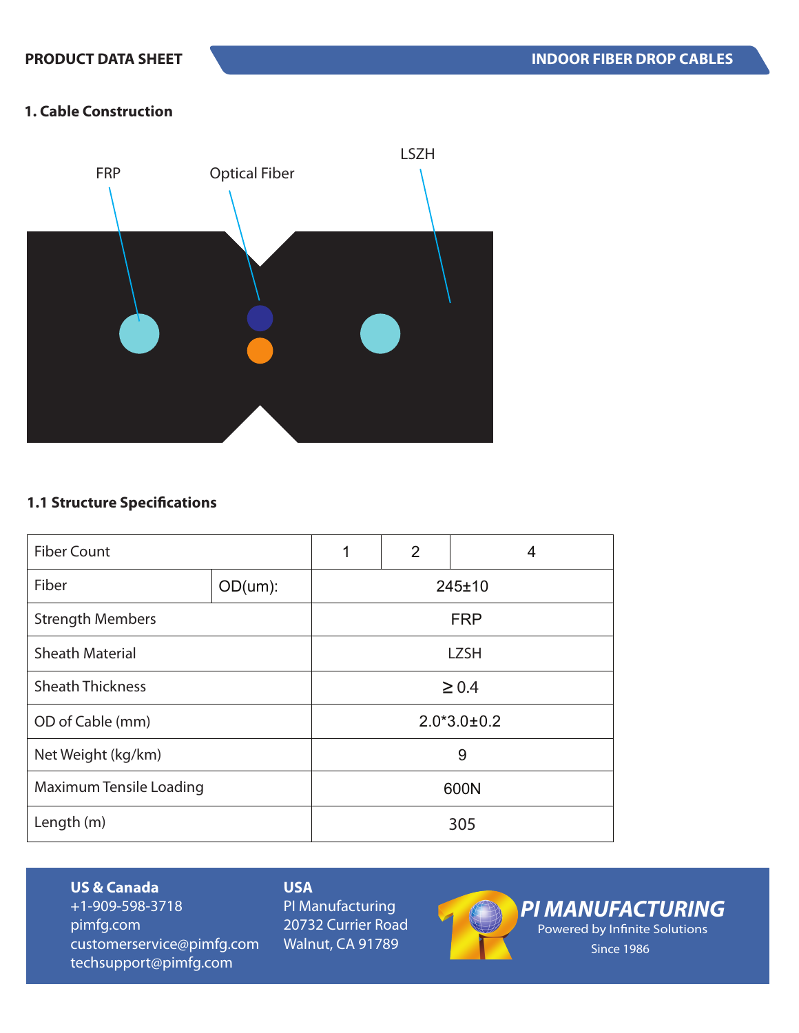PRODUCT DATA SHEET

INDOOR FIBER DROP CABLES

## 1. Cable Construction

FRP

Optical Fiber

LSZH

### 1.1 Structure Specifications

| Fiber Count | | 1 | 2 | 4 |
|---|---|---|---|---|
| Fiber | OD(um): | 245±10 | | |
| Strength Members | | FRP | | |
| Sheath Material | | LZSH | | |
| Sheath Thickness | | ≥ 0.4 | | |
| OD of Cable (mm) | | 2.0*3.0±0.2 | | |
| Net Weight (kg/km) | | 9 | | |
| Maximum Tensile Loading | | 600N | | |
| Length (m) | | 305 | | |

**US & Canada**
+1-909-598-3718
pimfg.com
customerservice@pimfg.com
techsupport@pimfg.com

**USA**
PI Manufacturing
20732 Currier Road
Walnut, CA 91789

PI MANUFACTURING
Powered by Infinite Solutions
Since 1986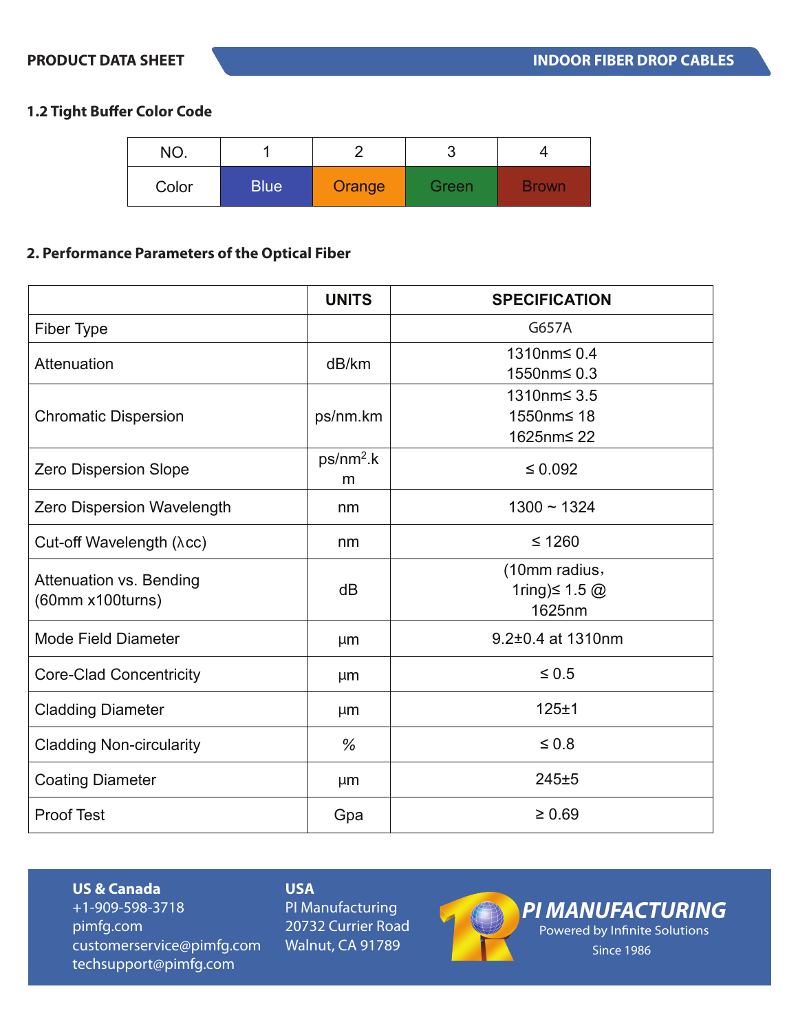### 1.2 Tight Buffer Color Code

| NO. | 1 | 2 | 3 | 4 |
|---|---|---|---|---|
| Color | Blue | Orange | Green | Brown |

### 2. Performance Parameters of the Optical Fiber

| | UNITS | SPECIFICATION |
|---|---|---|
| Fiber Type | | G657A |
| Attenuation | dB/km | 1310nm≤ 0.4<br>1550nm≤ 0.3 |
| Chromatic Dispersion | ps/nm.km | 1310nm≤ 3.5<br>1550nm≤ 18<br>1625nm≤ 22 |
| Zero Dispersion Slope | ps/nm$^2$.km | ≤ 0.092 |
| Zero Dispersion Wavelength | nm | 1300 ~ 1324 |
| Cut-off Wavelength (λcc) | nm | ≤ 1260 |
| Attenuation vs. Bending (60mm x100turns) | dB | (10mm radius, 1ring)≤ 1.5 @ 1625nm |
| Mode Field Diameter | µm | 9.2±0.4 at 1310nm |
| Core-Clad Concentricity | µm | ≤ 0.5 |
| Cladding Diameter | µm | 125±1 |
| Cladding Non-circularity | % | ≤ 0.8 |
| Coating Diameter | µm | 245±5 |
| Proof Test | Gpa | ≥ 0.69 |

**US & Canada**
+1-909-598-3718
pimfg.com
customerservice@pimfg.com
techsupport@pimfg.com

**USA**
PI Manufacturing
20732 Currier Road
Walnut, CA 91789

**PI MANUFACTURING**
Powered by Infinite Solutions
Since 1986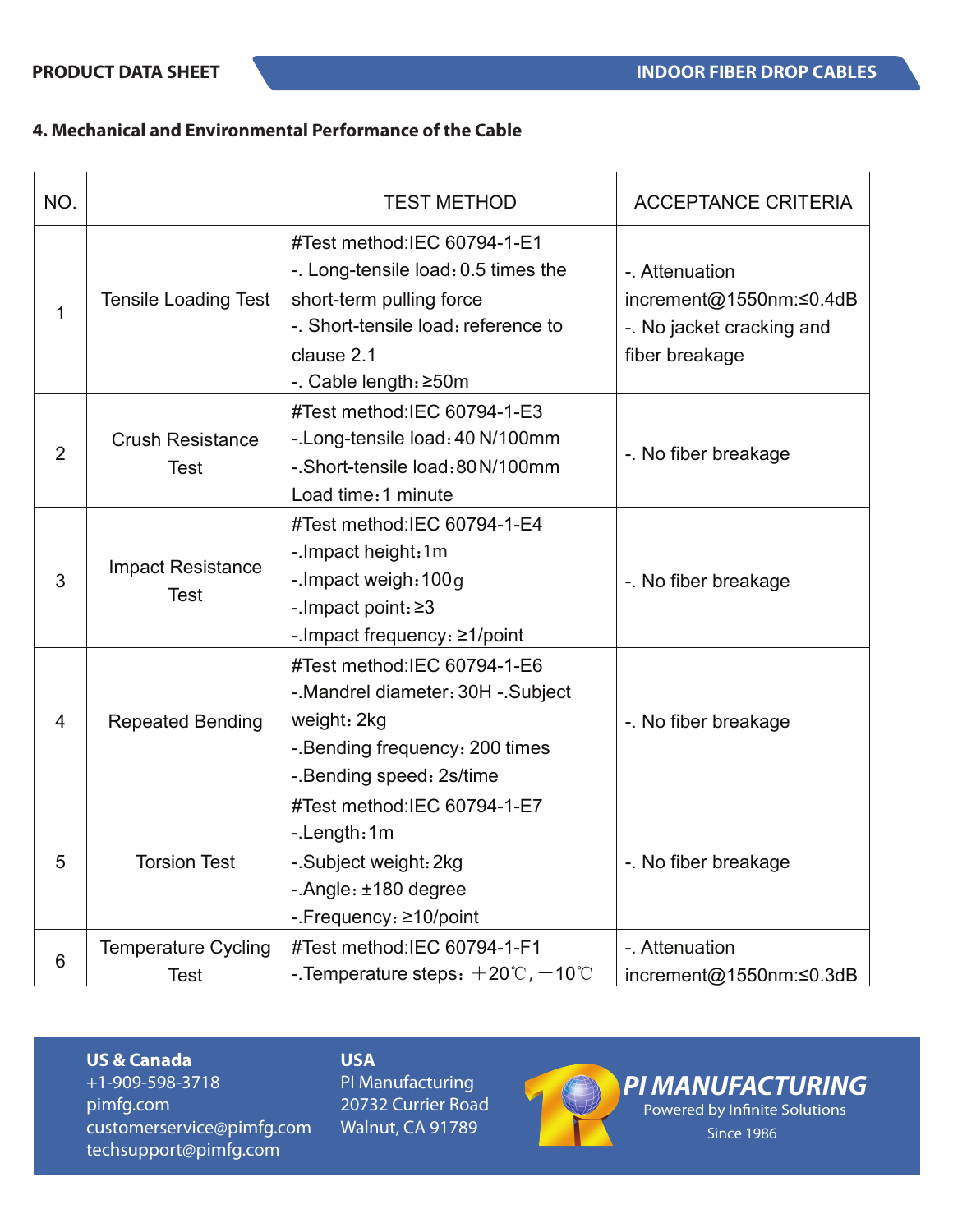## 4. Mechanical and Environmental Performance of the Cable

| NO. | | TEST METHOD | ACCEPTANCE CRITERIA |
|---|---|---|---|
| 1 | Tensile Loading Test | #Test method:IEC 60794-1-E1<br>-. Long-tensile load：0.5 times the short-term pulling force<br>-. Short-tensile load：reference to clause 2.1<br>-. Cable length：≥50m | -. Attenuation increment@1550nm:≤0.4dB<br>-. No jacket cracking and fiber breakage |
| 2 | Crush Resistance Test | #Test method:IEC 60794-1-E3<br>-.Long-tensile load：40 N/100mm<br>-.Short-tensile load：80 N/100mm<br>Load time：1 minute | -. No fiber breakage |
| 3 | Impact Resistance Test | #Test method:IEC 60794-1-E4<br>-.Impact height：1m<br>-.Impact weigh：100g<br>-.Impact point：≥3<br>-.Impact frequency：≥1/point | -. No fiber breakage |
| 4 | Repeated Bending | #Test method:IEC 60794-1-E6<br>-.Mandrel diameter：30H -.Subject weight：2kg<br>-.Bending frequency：200 times<br>-.Bending speed：2s/time | -. No fiber breakage |
| 5 | Torsion Test | #Test method:IEC 60794-1-E7<br>-.Length：1m<br>-.Subject weight：2kg<br>-.Angle：±180 degree<br>-.Frequency：≥10/point | -. No fiber breakage |
| 6 | Temperature Cycling Test | #Test method:IEC 60794-1-F1<br>-.Temperature steps：＋20℃，－10℃ | -. Attenuation increment@1550nm:≤0.3dB |

**US & Canada**
+1-909-598-3718
pimfg.com
customerservice@pimfg.com
techsupport@pimfg.com

**USA**
PI Manufacturing
20732 Currier Road
Walnut, CA 91789

**PI MANUFACTURING**
Powered by Infinite Solutions
Since 1986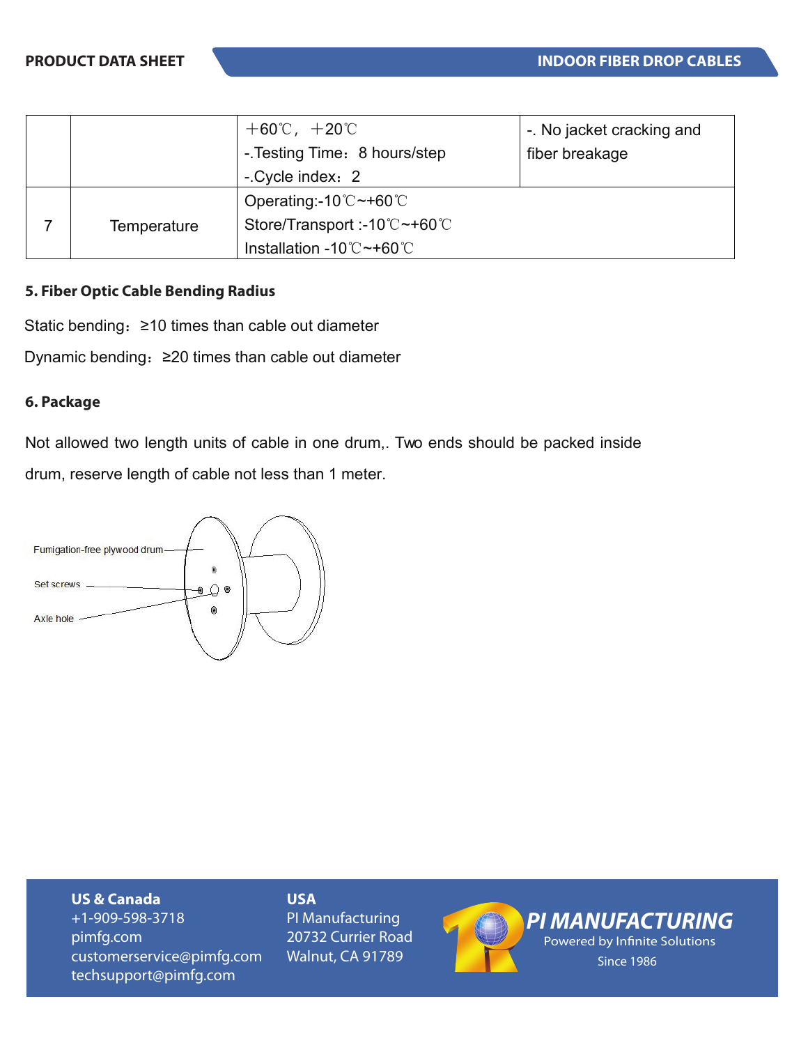| | | | |
|---|---|---|---|
| | | ＋60℃，＋20℃<br>-.Testing Time：8 hours/step<br>-.Cycle index：2 | -. No jacket cracking and fiber breakage |
| 7 | Temperature | Operating:-10℃~+60℃<br>Store/Transport :-10℃~+60℃<br>Installation -10℃~+60℃ | |

### 5. Fiber Optic Cable Bending Radius

Static bending：≥10 times than cable out diameter

Dynamic bending：≥20 times than cable out diameter

### 6. Package

Not allowed two length units of cable in one drum,. Two ends should be packed inside drum, reserve length of cable not less than 1 meter.

Fumigation-free plywood drum

Set screws

Axle hole

**US & Canada**
+1-909-598-3718
pimfg.com
customerservice@pimfg.com
techsupport@pimfg.com

**USA**
PI Manufacturing
20732 Currier Road
Walnut, CA 91789

**PI MANUFACTURING**
Powered by Infinite Solutions
Since 1986